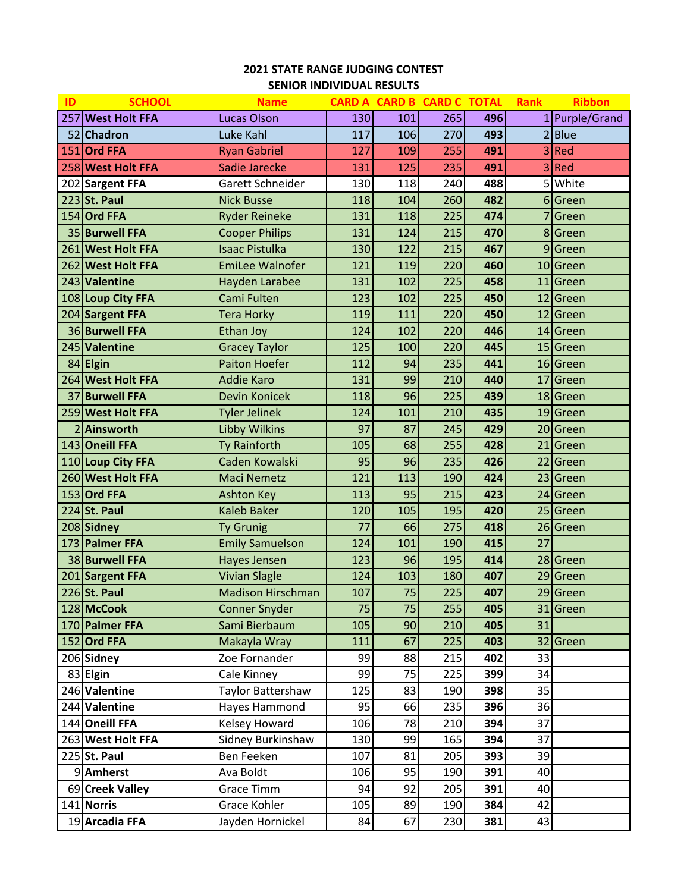**2021 STATE RANGE JUDGING CONTEST**

**SENIOR INDIVIDUAL RESULTS**

| ID | SCHOOL | Name | CARD A | CARD B | CARD C | TOTAL | Rank | Ribbon |
|---|---|---|---|---|---|---|---|---|
| 257 | **West Holt FFA** | Lucas Olson | 130 | 101 | 265 | **496** | 1 | Purple/Grand |
| 52 | **Chadron** | Luke Kahl | 117 | 106 | 270 | **493** | 2 | Blue |
| 151 | **Ord FFA** | Ryan Gabriel | 127 | 109 | 255 | **491** | 3 | Red |
| 258 | **West Holt FFA** | Sadie Jarecke | 131 | 125 | 235 | **491** | 3 | Red |
| 202 | **Sargent FFA** | Garett Schneider | 130 | 118 | 240 | **488** | 5 | White |
| 223 | **St. Paul** | Nick Busse | 118 | 104 | 260 | **482** | 6 | Green |
| 154 | **Ord FFA** | Ryder Reineke | 131 | 118 | 225 | **474** | 7 | Green |
| 35 | **Burwell FFA** | Cooper Philips | 131 | 124 | 215 | **470** | 8 | Green |
| 261 | **West Holt FFA** | Isaac Pistulka | 130 | 122 | 215 | **467** | 9 | Green |
| 262 | **West Holt FFA** | EmiLee Walnofer | 121 | 119 | 220 | **460** | 10 | Green |
| 243 | **Valentine** | Hayden Larabee | 131 | 102 | 225 | **458** | 11 | Green |
| 108 | **Loup City FFA** | Cami Fulten | 123 | 102 | 225 | **450** | 12 | Green |
| 204 | **Sargent FFA** | Tera Horky | 119 | 111 | 220 | **450** | 12 | Green |
| 36 | **Burwell FFA** | Ethan Joy | 124 | 102 | 220 | **446** | 14 | Green |
| 245 | **Valentine** | Gracey Taylor | 125 | 100 | 220 | **445** | 15 | Green |
| 84 | **Elgin** | Paiton Hoefer | 112 | 94 | 235 | **441** | 16 | Green |
| 264 | **West Holt FFA** | Addie Karo | 131 | 99 | 210 | **440** | 17 | Green |
| 37 | **Burwell FFA** | Devin Konicek | 118 | 96 | 225 | **439** | 18 | Green |
| 259 | **West Holt FFA** | Tyler Jelinek | 124 | 101 | 210 | **435** | 19 | Green |
| 2 | **Ainsworth** | Libby Wilkins | 97 | 87 | 245 | **429** | 20 | Green |
| 143 | **Oneill FFA** | Ty Rainforth | 105 | 68 | 255 | **428** | 21 | Green |
| 110 | **Loup City FFA** | Caden Kowalski | 95 | 96 | 235 | **426** | 22 | Green |
| 260 | **West Holt FFA** | Maci Nemetz | 121 | 113 | 190 | **424** | 23 | Green |
| 153 | **Ord FFA** | Ashton Key | 113 | 95 | 215 | **423** | 24 | Green |
| 224 | **St. Paul** | Kaleb Baker | 120 | 105 | 195 | **420** | 25 | Green |
| 208 | **Sidney** | Ty Grunig | 77 | 66 | 275 | **418** | 26 | Green |
| 173 | **Palmer FFA** | Emily Samuelson | 124 | 101 | 190 | **415** | 27 | |
| 38 | **Burwell FFA** | Hayes Jensen | 123 | 96 | 195 | **414** | 28 | Green |
| 201 | **Sargent FFA** | Vivian Slagle | 124 | 103 | 180 | **407** | 29 | Green |
| 226 | **St. Paul** | Madison Hirschman | 107 | 75 | 225 | **407** | 29 | Green |
| 128 | **McCook** | Conner Snyder | 75 | 75 | 255 | **405** | 31 | Green |
| 170 | **Palmer FFA** | Sami Bierbaum | 105 | 90 | 210 | **405** | 31 | |
| 152 | **Ord FFA** | Makayla Wray | 111 | 67 | 225 | **403** | 32 | Green |
| 206 | **Sidney** | Zoe Fornander | 99 | 88 | 215 | **402** | 33 | |
| 83 | **Elgin** | Cale Kinney | 99 | 75 | 225 | **399** | 34 | |
| 246 | **Valentine** | Taylor Battershaw | 125 | 83 | 190 | **398** | 35 | |
| 244 | **Valentine** | Hayes Hammond | 95 | 66 | 235 | **396** | 36 | |
| 144 | **Oneill FFA** | Kelsey Howard | 106 | 78 | 210 | **394** | 37 | |
| 263 | **West Holt FFA** | Sidney Burkinshaw | 130 | 99 | 165 | **394** | 37 | |
| 225 | **St. Paul** | Ben Feeken | 107 | 81 | 205 | **393** | 39 | |
| 9 | **Amherst** | Ava Boldt | 106 | 95 | 190 | **391** | 40 | |
| 69 | **Creek Valley** | Grace Timm | 94 | 92 | 205 | **391** | 40 | |
| 141 | **Norris** | Grace Kohler | 105 | 89 | 190 | **384** | 42 | |
| 19 | **Arcadia FFA** | Jayden Hornickel | 84 | 67 | 230 | **381** | 43 | |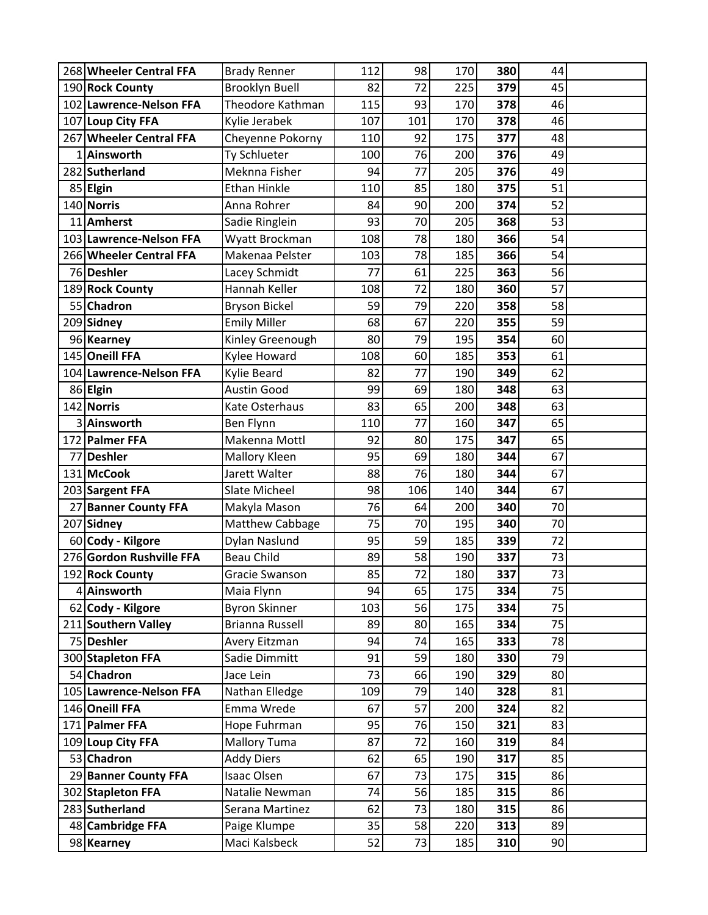| | | | | | | | | |
|---|---|---|---|---|---|---|---|---|
| 268 | **Wheeler Central FFA** | Brady Renner | 112 | 98 | 170 | **380** | 44 | |
| 190 | **Rock County** | Brooklyn Buell | 82 | 72 | 225 | **379** | 45 | |
| 102 | **Lawrence-Nelson FFA** | Theodore Kathman | 115 | 93 | 170 | **378** | 46 | |
| 107 | **Loup City FFA** | Kylie Jerabek | 107 | 101 | 170 | **378** | 46 | |
| 267 | **Wheeler Central FFA** | Cheyenne Pokorny | 110 | 92 | 175 | **377** | 48 | |
| 1 | **Ainsworth** | Ty Schlueter | 100 | 76 | 200 | **376** | 49 | |
| 282 | **Sutherland** | Meknna Fisher | 94 | 77 | 205 | **376** | 49 | |
| 85 | **Elgin** | Ethan Hinkle | 110 | 85 | 180 | **375** | 51 | |
| 140 | **Norris** | Anna Rohrer | 84 | 90 | 200 | **374** | 52 | |
| 11 | **Amherst** | Sadie Ringlein | 93 | 70 | 205 | **368** | 53 | |
| 103 | **Lawrence-Nelson FFA** | Wyatt Brockman | 108 | 78 | 180 | **366** | 54 | |
| 266 | **Wheeler Central FFA** | Makenaa Pelster | 103 | 78 | 185 | **366** | 54 | |
| 76 | **Deshler** | Lacey Schmidt | 77 | 61 | 225 | **363** | 56 | |
| 189 | **Rock County** | Hannah Keller | 108 | 72 | 180 | **360** | 57 | |
| 55 | **Chadron** | Bryson Bickel | 59 | 79 | 220 | **358** | 58 | |
| 209 | **Sidney** | Emily Miller | 68 | 67 | 220 | **355** | 59 | |
| 96 | **Kearney** | Kinley Greenough | 80 | 79 | 195 | **354** | 60 | |
| 145 | **Oneill FFA** | Kylee Howard | 108 | 60 | 185 | **353** | 61 | |
| 104 | **Lawrence-Nelson FFA** | Kylie Beard | 82 | 77 | 190 | **349** | 62 | |
| 86 | **Elgin** | Austin Good | 99 | 69 | 180 | **348** | 63 | |
| 142 | **Norris** | Kate Osterhaus | 83 | 65 | 200 | **348** | 63 | |
| 3 | **Ainsworth** | Ben Flynn | 110 | 77 | 160 | **347** | 65 | |
| 172 | **Palmer FFA** | Makenna Mottl | 92 | 80 | 175 | **347** | 65 | |
| 77 | **Deshler** | Mallory Kleen | 95 | 69 | 180 | **344** | 67 | |
| 131 | **McCook** | Jarett Walter | 88 | 76 | 180 | **344** | 67 | |
| 203 | **Sargent FFA** | Slate Micheel | 98 | 106 | 140 | **344** | 67 | |
| 27 | **Banner County FFA** | Makyla Mason | 76 | 64 | 200 | **340** | 70 | |
| 207 | **Sidney** | Matthew Cabbage | 75 | 70 | 195 | **340** | 70 | |
| 60 | **Cody - Kilgore** | Dylan Naslund | 95 | 59 | 185 | **339** | 72 | |
| 276 | **Gordon Rushville FFA** | Beau Child | 89 | 58 | 190 | **337** | 73 | |
| 192 | **Rock County** | Gracie Swanson | 85 | 72 | 180 | **337** | 73 | |
| 4 | **Ainsworth** | Maia Flynn | 94 | 65 | 175 | **334** | 75 | |
| 62 | **Cody - Kilgore** | Byron Skinner | 103 | 56 | 175 | **334** | 75 | |
| 211 | **Southern Valley** | Brianna Russell | 89 | 80 | 165 | **334** | 75 | |
| 75 | **Deshler** | Avery Eitzman | 94 | 74 | 165 | **333** | 78 | |
| 300 | **Stapleton FFA** | Sadie Dimmitt | 91 | 59 | 180 | **330** | 79 | |
| 54 | **Chadron** | Jace Lein | 73 | 66 | 190 | **329** | 80 | |
| 105 | **Lawrence-Nelson FFA** | Nathan Elledge | 109 | 79 | 140 | **328** | 81 | |
| 146 | **Oneill FFA** | Emma Wrede | 67 | 57 | 200 | **324** | 82 | |
| 171 | **Palmer FFA** | Hope Fuhrman | 95 | 76 | 150 | **321** | 83 | |
| 109 | **Loup City FFA** | Mallory Tuma | 87 | 72 | 160 | **319** | 84 | |
| 53 | **Chadron** | Addy Diers | 62 | 65 | 190 | **317** | 85 | |
| 29 | **Banner County FFA** | Isaac Olsen | 67 | 73 | 175 | **315** | 86 | |
| 302 | **Stapleton FFA** | Natalie Newman | 74 | 56 | 185 | **315** | 86 | |
| 283 | **Sutherland** | Serana Martinez | 62 | 73 | 180 | **315** | 86 | |
| 48 | **Cambridge FFA** | Paige Klumpe | 35 | 58 | 220 | **313** | 89 | |
| 98 | **Kearney** | Maci Kalsbeck | 52 | 73 | 185 | **310** | 90 | |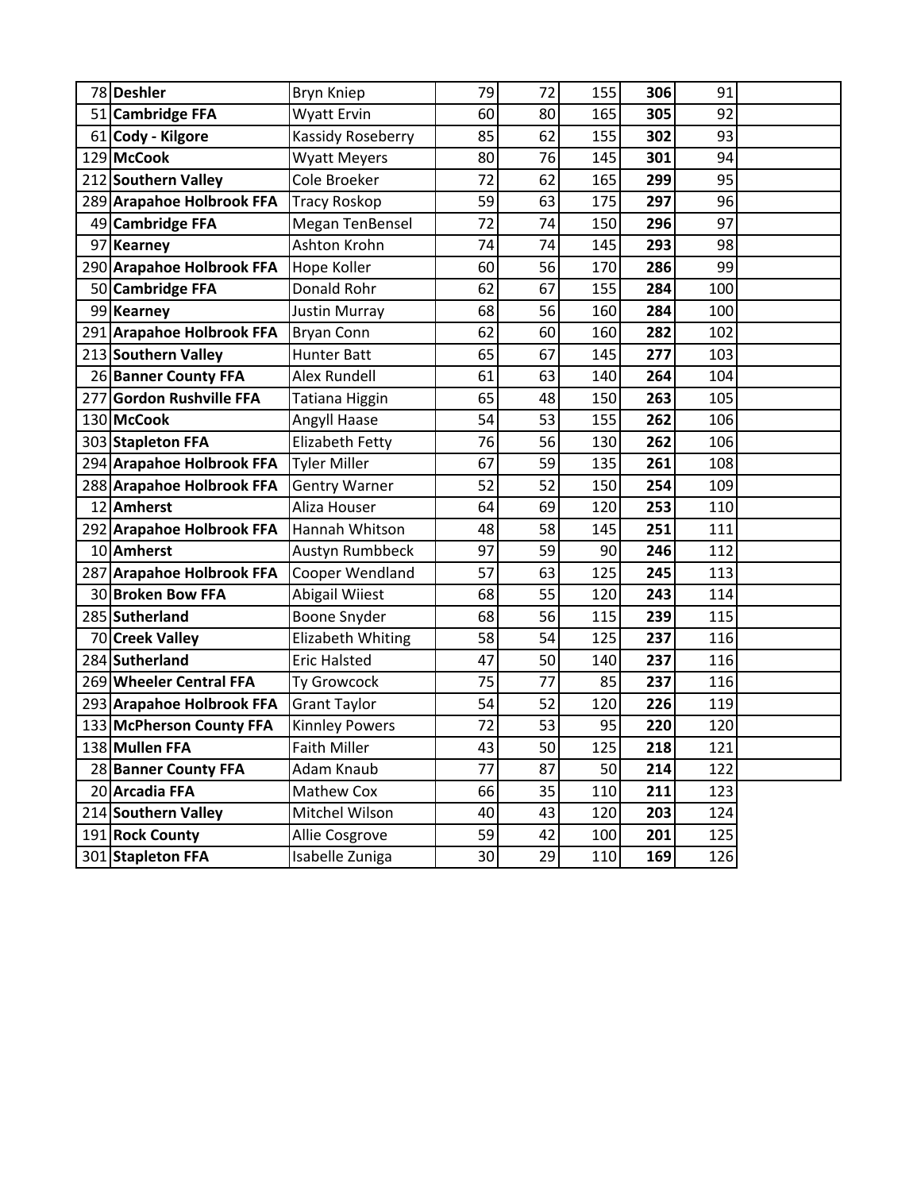| | | | | | | | | |
|---|---|---|---|---|---|---|---|---|
| 78 | **Deshler** | Bryn Kniep | 79 | 72 | 155 | **306** | 91 | |
| 51 | **Cambridge FFA** | Wyatt Ervin | 60 | 80 | 165 | **305** | 92 | |
| 61 | **Cody - Kilgore** | Kassidy Roseberry | 85 | 62 | 155 | **302** | 93 | |
| 129 | **McCook** | Wyatt Meyers | 80 | 76 | 145 | **301** | 94 | |
| 212 | **Southern Valley** | Cole Broeker | 72 | 62 | 165 | **299** | 95 | |
| 289 | **Arapahoe Holbrook FFA** | Tracy Roskop | 59 | 63 | 175 | **297** | 96 | |
| 49 | **Cambridge FFA** | Megan TenBensel | 72 | 74 | 150 | **296** | 97 | |
| 97 | **Kearney** | Ashton Krohn | 74 | 74 | 145 | **293** | 98 | |
| 290 | **Arapahoe Holbrook FFA** | Hope Koller | 60 | 56 | 170 | **286** | 99 | |
| 50 | **Cambridge FFA** | Donald Rohr | 62 | 67 | 155 | **284** | 100 | |
| 99 | **Kearney** | Justin Murray | 68 | 56 | 160 | **284** | 100 | |
| 291 | **Arapahoe Holbrook FFA** | Bryan Conn | 62 | 60 | 160 | **282** | 102 | |
| 213 | **Southern Valley** | Hunter Batt | 65 | 67 | 145 | **277** | 103 | |
| 26 | **Banner County FFA** | Alex Rundell | 61 | 63 | 140 | **264** | 104 | |
| 277 | **Gordon Rushville FFA** | Tatiana Higgin | 65 | 48 | 150 | **263** | 105 | |
| 130 | **McCook** | Angyll Haase | 54 | 53 | 155 | **262** | 106 | |
| 303 | **Stapleton FFA** | Elizabeth Fetty | 76 | 56 | 130 | **262** | 106 | |
| 294 | **Arapahoe Holbrook FFA** | Tyler Miller | 67 | 59 | 135 | **261** | 108 | |
| 288 | **Arapahoe Holbrook FFA** | Gentry Warner | 52 | 52 | 150 | **254** | 109 | |
| 12 | **Amherst** | Aliza Houser | 64 | 69 | 120 | **253** | 110 | |
| 292 | **Arapahoe Holbrook FFA** | Hannah Whitson | 48 | 58 | 145 | **251** | 111 | |
| 10 | **Amherst** | Austyn Rumbbeck | 97 | 59 | 90 | **246** | 112 | |
| 287 | **Arapahoe Holbrook FFA** | Cooper Wendland | 57 | 63 | 125 | **245** | 113 | |
| 30 | **Broken Bow FFA** | Abigail Wiiest | 68 | 55 | 120 | **243** | 114 | |
| 285 | **Sutherland** | Boone Snyder | 68 | 56 | 115 | **239** | 115 | |
| 70 | **Creek Valley** | Elizabeth Whiting | 58 | 54 | 125 | **237** | 116 | |
| 284 | **Sutherland** | Eric Halsted | 47 | 50 | 140 | **237** | 116 | |
| 269 | **Wheeler Central FFA** | Ty Growcock | 75 | 77 | 85 | **237** | 116 | |
| 293 | **Arapahoe Holbrook FFA** | Grant Taylor | 54 | 52 | 120 | **226** | 119 | |
| 133 | **McPherson County FFA** | Kinnley Powers | 72 | 53 | 95 | **220** | 120 | |
| 138 | **Mullen FFA** | Faith Miller | 43 | 50 | 125 | **218** | 121 | |
| 28 | **Banner County FFA** | Adam Knaub | 77 | 87 | 50 | **214** | 122 | |
| 20 | **Arcadia FFA** | Mathew Cox | 66 | 35 | 110 | **211** | 123 | |
| 214 | **Southern Valley** | Mitchel Wilson | 40 | 43 | 120 | **203** | 124 | |
| 191 | **Rock County** | Allie Cosgrove | 59 | 42 | 100 | **201** | 125 | |
| 301 | **Stapleton FFA** | Isabelle Zuniga | 30 | 29 | 110 | **169** | 126 | |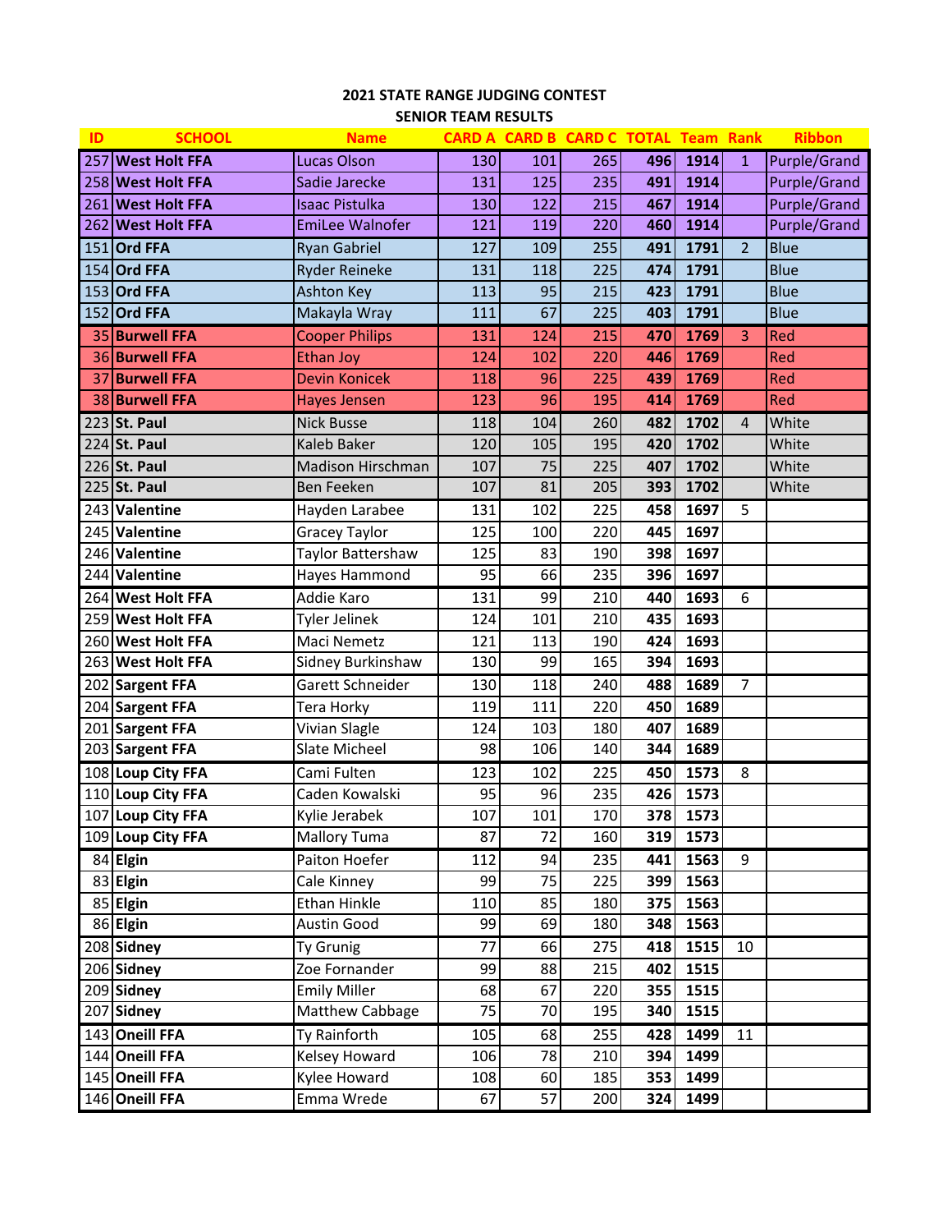## 2021 STATE RANGE JUDGING CONTEST
## SENIOR TEAM RESULTS

| ID | SCHOOL | Name | CARD A | CARD B | CARD C | TOTAL | Team | Rank | Ribbon |
|---|---|---|---|---|---|---|---|---|---|
| 257 | West Holt FFA | Lucas Olson | 130 | 101 | 265 | 496 | 1914 | 1 | Purple/Grand |
| 258 | West Holt FFA | Sadie Jarecke | 131 | 125 | 235 | 491 | 1914 | | Purple/Grand |
| 261 | West Holt FFA | Isaac Pistulka | 130 | 122 | 215 | 467 | 1914 | | Purple/Grand |
| 262 | West Holt FFA | EmiLee Walnofer | 121 | 119 | 220 | 460 | 1914 | | Purple/Grand |
| 151 | Ord FFA | Ryan Gabriel | 127 | 109 | 255 | 491 | 1791 | 2 | Blue |
| 154 | Ord FFA | Ryder Reineke | 131 | 118 | 225 | 474 | 1791 | | Blue |
| 153 | Ord FFA | Ashton Key | 113 | 95 | 215 | 423 | 1791 | | Blue |
| 152 | Ord FFA | Makayla Wray | 111 | 67 | 225 | 403 | 1791 | | Blue |
| 35 | Burwell FFA | Cooper Philips | 131 | 124 | 215 | 470 | 1769 | 3 | Red |
| 36 | Burwell FFA | Ethan Joy | 124 | 102 | 220 | 446 | 1769 | | Red |
| 37 | Burwell FFA | Devin Konicek | 118 | 96 | 225 | 439 | 1769 | | Red |
| 38 | Burwell FFA | Hayes Jensen | 123 | 96 | 195 | 414 | 1769 | | Red |
| 223 | St. Paul | Nick Busse | 118 | 104 | 260 | 482 | 1702 | 4 | White |
| 224 | St. Paul | Kaleb Baker | 120 | 105 | 195 | 420 | 1702 | | White |
| 226 | St. Paul | Madison Hirschman | 107 | 75 | 225 | 407 | 1702 | | White |
| 225 | St. Paul | Ben Feeken | 107 | 81 | 205 | 393 | 1702 | | White |
| 243 | Valentine | Hayden Larabee | 131 | 102 | 225 | 458 | 1697 | 5 | |
| 245 | Valentine | Gracey Taylor | 125 | 100 | 220 | 445 | 1697 | | |
| 246 | Valentine | Taylor Battershaw | 125 | 83 | 190 | 398 | 1697 | | |
| 244 | Valentine | Hayes Hammond | 95 | 66 | 235 | 396 | 1697 | | |
| 264 | West Holt FFA | Addie Karo | 131 | 99 | 210 | 440 | 1693 | 6 | |
| 259 | West Holt FFA | Tyler Jelinek | 124 | 101 | 210 | 435 | 1693 | | |
| 260 | West Holt FFA | Maci Nemetz | 121 | 113 | 190 | 424 | 1693 | | |
| 263 | West Holt FFA | Sidney Burkinshaw | 130 | 99 | 165 | 394 | 1693 | | |
| 202 | Sargent FFA | Garett Schneider | 130 | 118 | 240 | 488 | 1689 | 7 | |
| 204 | Sargent FFA | Tera Horky | 119 | 111 | 220 | 450 | 1689 | | |
| 201 | Sargent FFA | Vivian Slagle | 124 | 103 | 180 | 407 | 1689 | | |
| 203 | Sargent FFA | Slate Micheel | 98 | 106 | 140 | 344 | 1689 | | |
| 108 | Loup City FFA | Cami Fulten | 123 | 102 | 225 | 450 | 1573 | 8 | |
| 110 | Loup City FFA | Caden Kowalski | 95 | 96 | 235 | 426 | 1573 | | |
| 107 | Loup City FFA | Kylie Jerabek | 107 | 101 | 170 | 378 | 1573 | | |
| 109 | Loup City FFA | Mallory Tuma | 87 | 72 | 160 | 319 | 1573 | | |
| 84 | Elgin | Paiton Hoefer | 112 | 94 | 235 | 441 | 1563 | 9 | |
| 83 | Elgin | Cale Kinney | 99 | 75 | 225 | 399 | 1563 | | |
| 85 | Elgin | Ethan Hinkle | 110 | 85 | 180 | 375 | 1563 | | |
| 86 | Elgin | Austin Good | 99 | 69 | 180 | 348 | 1563 | | |
| 208 | Sidney | Ty Grunig | 77 | 66 | 275 | 418 | 1515 | 10 | |
| 206 | Sidney | Zoe Fornander | 99 | 88 | 215 | 402 | 1515 | | |
| 209 | Sidney | Emily Miller | 68 | 67 | 220 | 355 | 1515 | | |
| 207 | Sidney | Matthew Cabbage | 75 | 70 | 195 | 340 | 1515 | | |
| 143 | Oneill FFA | Ty Rainforth | 105 | 68 | 255 | 428 | 1499 | 11 | |
| 144 | Oneill FFA | Kelsey Howard | 106 | 78 | 210 | 394 | 1499 | | |
| 145 | Oneill FFA | Kylee Howard | 108 | 60 | 185 | 353 | 1499 | | |
| 146 | Oneill FFA | Emma Wrede | 67 | 57 | 200 | 324 | 1499 | | |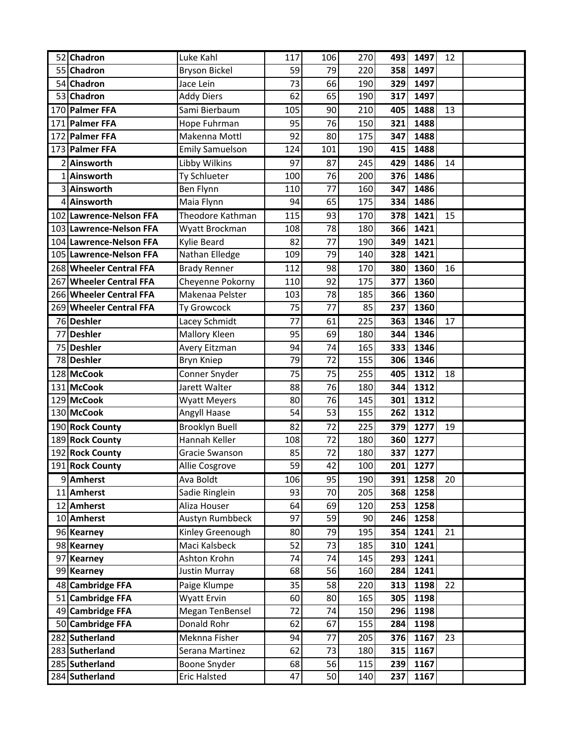| | | | | | | | | | |
|---|---|---|---|---|---|---|---|---|---|
| 52 | **Chadron** | Luke Kahl | 117 | 106 | 270 | **493** | **1497** | 12 | |
| 55 | **Chadron** | Bryson Bickel | 59 | 79 | 220 | **358** | **1497** | | |
| 54 | **Chadron** | Jace Lein | 73 | 66 | 190 | **329** | **1497** | | |
| 53 | **Chadron** | Addy Diers | 62 | 65 | 190 | **317** | **1497** | | |
| 170 | **Palmer FFA** | Sami Bierbaum | 105 | 90 | 210 | **405** | **1488** | 13 | |
| 171 | **Palmer FFA** | Hope Fuhrman | 95 | 76 | 150 | **321** | **1488** | | |
| 172 | **Palmer FFA** | Makenna Mottl | 92 | 80 | 175 | **347** | **1488** | | |
| 173 | **Palmer FFA** | Emily Samuelson | 124 | 101 | 190 | **415** | **1488** | | |
| 2 | **Ainsworth** | Libby Wilkins | 97 | 87 | 245 | **429** | **1486** | 14 | |
| 1 | **Ainsworth** | Ty Schlueter | 100 | 76 | 200 | **376** | **1486** | | |
| 3 | **Ainsworth** | Ben Flynn | 110 | 77 | 160 | **347** | **1486** | | |
| 4 | **Ainsworth** | Maia Flynn | 94 | 65 | 175 | **334** | **1486** | | |
| 102 | **Lawrence-Nelson FFA** | Theodore Kathman | 115 | 93 | 170 | **378** | **1421** | 15 | |
| 103 | **Lawrence-Nelson FFA** | Wyatt Brockman | 108 | 78 | 180 | **366** | **1421** | | |
| 104 | **Lawrence-Nelson FFA** | Kylie Beard | 82 | 77 | 190 | **349** | **1421** | | |
| 105 | **Lawrence-Nelson FFA** | Nathan Elledge | 109 | 79 | 140 | **328** | **1421** | | |
| 268 | **Wheeler Central FFA** | Brady Renner | 112 | 98 | 170 | **380** | **1360** | 16 | |
| 267 | **Wheeler Central FFA** | Cheyenne Pokorny | 110 | 92 | 175 | **377** | **1360** | | |
| 266 | **Wheeler Central FFA** | Makenaa Pelster | 103 | 78 | 185 | **366** | **1360** | | |
| 269 | **Wheeler Central FFA** | Ty Growcock | 75 | 77 | 85 | **237** | **1360** | | |
| 76 | **Deshler** | Lacey Schmidt | 77 | 61 | 225 | **363** | **1346** | 17 | |
| 77 | **Deshler** | Mallory Kleen | 95 | 69 | 180 | **344** | **1346** | | |
| 75 | **Deshler** | Avery Eitzman | 94 | 74 | 165 | **333** | **1346** | | |
| 78 | **Deshler** | Bryn Kniep | 79 | 72 | 155 | **306** | **1346** | | |
| 128 | **McCook** | Conner Snyder | 75 | 75 | 255 | **405** | **1312** | 18 | |
| 131 | **McCook** | Jarett Walter | 88 | 76 | 180 | **344** | **1312** | | |
| 129 | **McCook** | Wyatt Meyers | 80 | 76 | 145 | **301** | **1312** | | |
| 130 | **McCook** | Angyll Haase | 54 | 53 | 155 | **262** | **1312** | | |
| 190 | **Rock County** | Brooklyn Buell | 82 | 72 | 225 | **379** | **1277** | 19 | |
| 189 | **Rock County** | Hannah Keller | 108 | 72 | 180 | **360** | **1277** | | |
| 192 | **Rock County** | Gracie Swanson | 85 | 72 | 180 | **337** | **1277** | | |
| 191 | **Rock County** | Allie Cosgrove | 59 | 42 | 100 | **201** | **1277** | | |
| 9 | **Amherst** | Ava Boldt | 106 | 95 | 190 | **391** | **1258** | 20 | |
| 11 | **Amherst** | Sadie Ringlein | 93 | 70 | 205 | **368** | **1258** | | |
| 12 | **Amherst** | Aliza Houser | 64 | 69 | 120 | **253** | **1258** | | |
| 10 | **Amherst** | Austyn Rumbbeck | 97 | 59 | 90 | **246** | **1258** | | |
| 96 | **Kearney** | Kinley Greenough | 80 | 79 | 195 | **354** | **1241** | 21 | |
| 98 | **Kearney** | Maci Kalsbeck | 52 | 73 | 185 | **310** | **1241** | | |
| 97 | **Kearney** | Ashton Krohn | 74 | 74 | 145 | **293** | **1241** | | |
| 99 | **Kearney** | Justin Murray | 68 | 56 | 160 | **284** | **1241** | | |
| 48 | **Cambridge FFA** | Paige Klumpe | 35 | 58 | 220 | **313** | **1198** | 22 | |
| 51 | **Cambridge FFA** | Wyatt Ervin | 60 | 80 | 165 | **305** | **1198** | | |
| 49 | **Cambridge FFA** | Megan TenBensel | 72 | 74 | 150 | **296** | **1198** | | |
| 50 | **Cambridge FFA** | Donald Rohr | 62 | 67 | 155 | **284** | **1198** | | |
| 282 | **Sutherland** | Meknna Fisher | 94 | 77 | 205 | **376** | **1167** | 23 | |
| 283 | **Sutherland** | Serana Martinez | 62 | 73 | 180 | **315** | **1167** | | |
| 285 | **Sutherland** | Boone Snyder | 68 | 56 | 115 | **239** | **1167** | | |
| 284 | **Sutherland** | Eric Halsted | 47 | 50 | 140 | **237** | **1167** | | |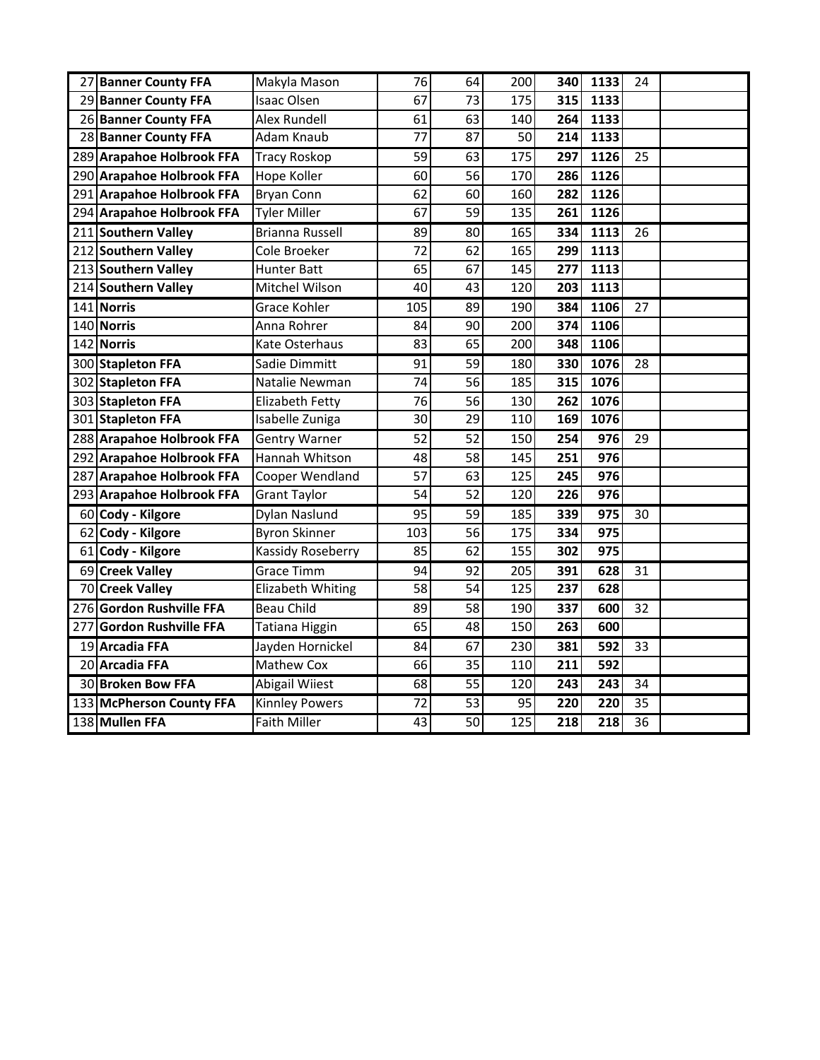| | | | | | | | | | |
|---|---|---|---|---|---|---|---|---|---|
| 27 | **Banner County FFA** | Makyla Mason | 76 | 64 | 200 | **340** | **1133** | 24 | |
| 29 | **Banner County FFA** | Isaac Olsen | 67 | 73 | 175 | **315** | **1133** | | |
| 26 | **Banner County FFA** | Alex Rundell | 61 | 63 | 140 | **264** | **1133** | | |
| 28 | **Banner County FFA** | Adam Knaub | 77 | 87 | 50 | **214** | **1133** | | |
| 289 | **Arapahoe Holbrook FFA** | Tracy Roskop | 59 | 63 | 175 | **297** | **1126** | 25 | |
| 290 | **Arapahoe Holbrook FFA** | Hope Koller | 60 | 56 | 170 | **286** | **1126** | | |
| 291 | **Arapahoe Holbrook FFA** | Bryan Conn | 62 | 60 | 160 | **282** | **1126** | | |
| 294 | **Arapahoe Holbrook FFA** | Tyler Miller | 67 | 59 | 135 | **261** | **1126** | | |
| 211 | **Southern Valley** | Brianna Russell | 89 | 80 | 165 | **334** | **1113** | 26 | |
| 212 | **Southern Valley** | Cole Broeker | 72 | 62 | 165 | **299** | **1113** | | |
| 213 | **Southern Valley** | Hunter Batt | 65 | 67 | 145 | **277** | **1113** | | |
| 214 | **Southern Valley** | Mitchel Wilson | 40 | 43 | 120 | **203** | **1113** | | |
| 141 | **Norris** | Grace Kohler | 105 | 89 | 190 | **384** | **1106** | 27 | |
| 140 | **Norris** | Anna Rohrer | 84 | 90 | 200 | **374** | **1106** | | |
| 142 | **Norris** | Kate Osterhaus | 83 | 65 | 200 | **348** | **1106** | | |
| 300 | **Stapleton FFA** | Sadie Dimmitt | 91 | 59 | 180 | **330** | **1076** | 28 | |
| 302 | **Stapleton FFA** | Natalie Newman | 74 | 56 | 185 | **315** | **1076** | | |
| 303 | **Stapleton FFA** | Elizabeth Fetty | 76 | 56 | 130 | **262** | **1076** | | |
| 301 | **Stapleton FFA** | Isabelle Zuniga | 30 | 29 | 110 | **169** | **1076** | | |
| 288 | **Arapahoe Holbrook FFA** | Gentry Warner | 52 | 52 | 150 | **254** | **976** | 29 | |
| 292 | **Arapahoe Holbrook FFA** | Hannah Whitson | 48 | 58 | 145 | **251** | **976** | | |
| 287 | **Arapahoe Holbrook FFA** | Cooper Wendland | 57 | 63 | 125 | **245** | **976** | | |
| 293 | **Arapahoe Holbrook FFA** | Grant Taylor | 54 | 52 | 120 | **226** | **976** | | |
| 60 | **Cody - Kilgore** | Dylan Naslund | 95 | 59 | 185 | **339** | **975** | 30 | |
| 62 | **Cody - Kilgore** | Byron Skinner | 103 | 56 | 175 | **334** | **975** | | |
| 61 | **Cody - Kilgore** | Kassidy Roseberry | 85 | 62 | 155 | **302** | **975** | | |
| 69 | **Creek Valley** | Grace Timm | 94 | 92 | 205 | **391** | **628** | 31 | |
| 70 | **Creek Valley** | Elizabeth Whiting | 58 | 54 | 125 | **237** | **628** | | |
| 276 | **Gordon Rushville FFA** | Beau Child | 89 | 58 | 190 | **337** | **600** | 32 | |
| 277 | **Gordon Rushville FFA** | Tatiana Higgin | 65 | 48 | 150 | **263** | **600** | | |
| 19 | **Arcadia FFA** | Jayden Hornickel | 84 | 67 | 230 | **381** | **592** | 33 | |
| 20 | **Arcadia FFA** | Mathew Cox | 66 | 35 | 110 | **211** | **592** | | |
| 30 | **Broken Bow FFA** | Abigail Wiiest | 68 | 55 | 120 | **243** | **243** | 34 | |
| 133 | **McPherson County FFA** | Kinnley Powers | 72 | 53 | 95 | **220** | **220** | 35 | |
| 138 | **Mullen FFA** | Faith Miller | 43 | 50 | 125 | **218** | **218** | 36 | |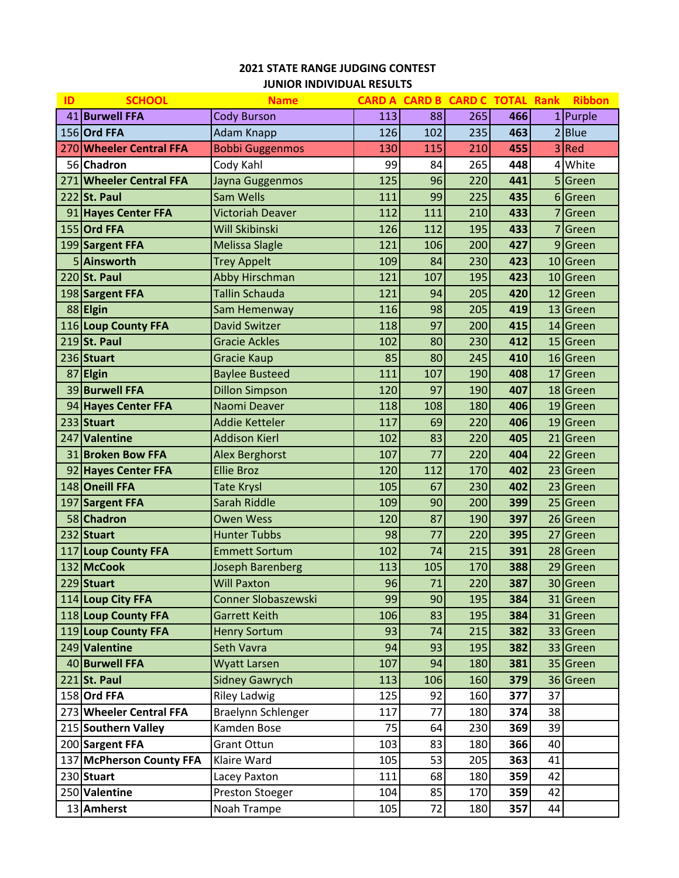**2021 STATE RANGE JUDGING CONTEST**

**JUNIOR INDIVIDUAL RESULTS**

| ID | SCHOOL | Name | CARD A | CARD B | CARD C | TOTAL | Rank | Ribbon |
|---|---|---|---|---|---|---|---|---|
| 41 | **Burwell FFA** | Cody Burson | 113 | 88 | 265 | **466** | 1 | Purple |
| 156 | **Ord FFA** | Adam Knapp | 126 | 102 | 235 | **463** | 2 | Blue |
| 270 | **Wheeler Central FFA** | Bobbi Guggenmos | 130 | 115 | 210 | **455** | 3 | Red |
| 56 | **Chadron** | Cody Kahl | 99 | 84 | 265 | **448** | 4 | White |
| 271 | **Wheeler Central FFA** | Jayna Guggenmos | 125 | 96 | 220 | **441** | 5 | Green |
| 222 | **St. Paul** | Sam Wells | 111 | 99 | 225 | **435** | 6 | Green |
| 91 | **Hayes Center FFA** | Victoriah Deaver | 112 | 111 | 210 | **433** | 7 | Green |
| 155 | **Ord FFA** | Will Skibinski | 126 | 112 | 195 | **433** | 7 | Green |
| 199 | **Sargent FFA** | Melissa Slagle | 121 | 106 | 200 | **427** | 9 | Green |
| 5 | **Ainsworth** | Trey Appelt | 109 | 84 | 230 | **423** | 10 | Green |
| 220 | **St. Paul** | Abby Hirschman | 121 | 107 | 195 | **423** | 10 | Green |
| 198 | **Sargent FFA** | Tallin Schauda | 121 | 94 | 205 | **420** | 12 | Green |
| 88 | **Elgin** | Sam Hemenway | 116 | 98 | 205 | **419** | 13 | Green |
| 116 | **Loup County FFA** | David Switzer | 118 | 97 | 200 | **415** | 14 | Green |
| 219 | **St. Paul** | Gracie Ackles | 102 | 80 | 230 | **412** | 15 | Green |
| 236 | **Stuart** | Gracie Kaup | 85 | 80 | 245 | **410** | 16 | Green |
| 87 | **Elgin** | Baylee Busteed | 111 | 107 | 190 | **408** | 17 | Green |
| 39 | **Burwell FFA** | Dillon Simpson | 120 | 97 | 190 | **407** | 18 | Green |
| 94 | **Hayes Center FFA** | Naomi Deaver | 118 | 108 | 180 | **406** | 19 | Green |
| 233 | **Stuart** | Addie Ketteler | 117 | 69 | 220 | **406** | 19 | Green |
| 247 | **Valentine** | Addison Kierl | 102 | 83 | 220 | **405** | 21 | Green |
| 31 | **Broken Bow FFA** | Alex Berghorst | 107 | 77 | 220 | **404** | 22 | Green |
| 92 | **Hayes Center FFA** | Ellie Broz | 120 | 112 | 170 | **402** | 23 | Green |
| 148 | **Oneill FFA** | Tate Krysl | 105 | 67 | 230 | **402** | 23 | Green |
| 197 | **Sargent FFA** | Sarah Riddle | 109 | 90 | 200 | **399** | 25 | Green |
| 58 | **Chadron** | Owen Wess | 120 | 87 | 190 | **397** | 26 | Green |
| 232 | **Stuart** | Hunter Tubbs | 98 | 77 | 220 | **395** | 27 | Green |
| 117 | **Loup County FFA** | Emmett Sortum | 102 | 74 | 215 | **391** | 28 | Green |
| 132 | **McCook** | Joseph Barenberg | 113 | 105 | 170 | **388** | 29 | Green |
| 229 | **Stuart** | Will Paxton | 96 | 71 | 220 | **387** | 30 | Green |
| 114 | **Loup City FFA** | Conner Slobaszewski | 99 | 90 | 195 | **384** | 31 | Green |
| 118 | **Loup County FFA** | Garrett Keith | 106 | 83 | 195 | **384** | 31 | Green |
| 119 | **Loup County FFA** | Henry Sortum | 93 | 74 | 215 | **382** | 33 | Green |
| 249 | **Valentine** | Seth Vavra | 94 | 93 | 195 | **382** | 33 | Green |
| 40 | **Burwell FFA** | Wyatt Larsen | 107 | 94 | 180 | **381** | 35 | Green |
| 221 | **St. Paul** | Sidney Gawrych | 113 | 106 | 160 | **379** | 36 | Green |
| 158 | **Ord FFA** | Riley Ladwig | 125 | 92 | 160 | **377** | 37 | |
| 273 | **Wheeler Central FFA** | Braelynn Schlenger | 117 | 77 | 180 | **374** | 38 | |
| 215 | **Southern Valley** | Kamden Bose | 75 | 64 | 230 | **369** | 39 | |
| 200 | **Sargent FFA** | Grant Ottun | 103 | 83 | 180 | **366** | 40 | |
| 137 | **McPherson County FFA** | Klaire Ward | 105 | 53 | 205 | **363** | 41 | |
| 230 | **Stuart** | Lacey Paxton | 111 | 68 | 180 | **359** | 42 | |
| 250 | **Valentine** | Preston Stoeger | 104 | 85 | 170 | **359** | 42 | |
| 13 | **Amherst** | Noah Trampe | 105 | 72 | 180 | **357** | 44 | |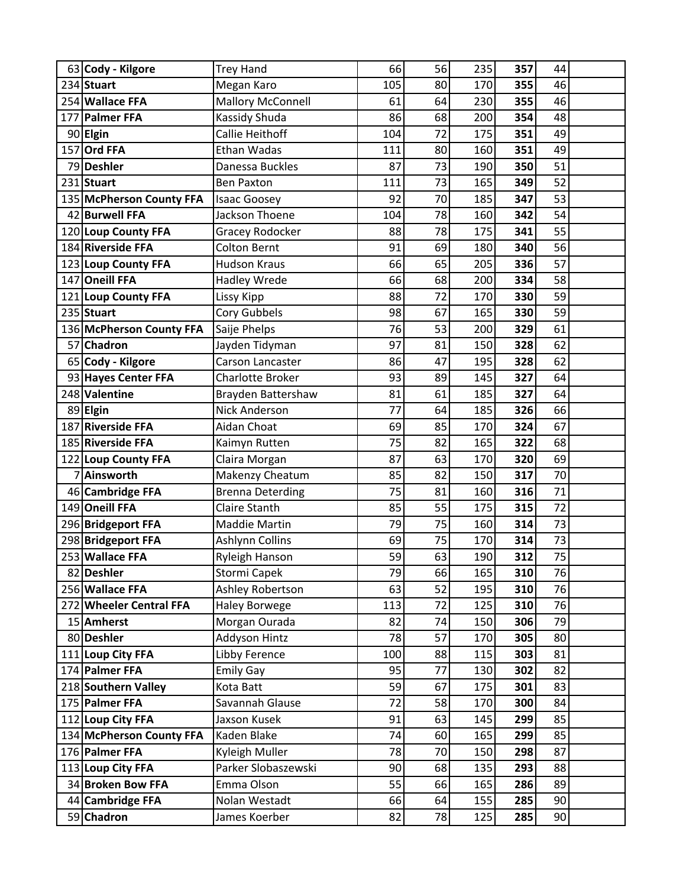| | | | | | | | | |
|---|---|---|---|---|---|---|---|---|
| 63 | **Cody - Kilgore** | Trey Hand | 66 | 56 | 235 | **357** | 44 | |
| 234 | **Stuart** | Megan Karo | 105 | 80 | 170 | **355** | 46 | |
| 254 | **Wallace FFA** | Mallory McConnell | 61 | 64 | 230 | **355** | 46 | |
| 177 | **Palmer FFA** | Kassidy Shuda | 86 | 68 | 200 | **354** | 48 | |
| 90 | **Elgin** | Callie Heithoff | 104 | 72 | 175 | **351** | 49 | |
| 157 | **Ord FFA** | Ethan Wadas | 111 | 80 | 160 | **351** | 49 | |
| 79 | **Deshler** | Danessa Buckles | 87 | 73 | 190 | **350** | 51 | |
| 231 | **Stuart** | Ben Paxton | 111 | 73 | 165 | **349** | 52 | |
| 135 | **McPherson County FFA** | Isaac Goosey | 92 | 70 | 185 | **347** | 53 | |
| 42 | **Burwell FFA** | Jackson Thoene | 104 | 78 | 160 | **342** | 54 | |
| 120 | **Loup County FFA** | Gracey Rodocker | 88 | 78 | 175 | **341** | 55 | |
| 184 | **Riverside FFA** | Colton Bernt | 91 | 69 | 180 | **340** | 56 | |
| 123 | **Loup County FFA** | Hudson Kraus | 66 | 65 | 205 | **336** | 57 | |
| 147 | **Oneill FFA** | Hadley Wrede | 66 | 68 | 200 | **334** | 58 | |
| 121 | **Loup County FFA** | Lissy Kipp | 88 | 72 | 170 | **330** | 59 | |
| 235 | **Stuart** | Cory Gubbels | 98 | 67 | 165 | **330** | 59 | |
| 136 | **McPherson County FFA** | Saije Phelps | 76 | 53 | 200 | **329** | 61 | |
| 57 | **Chadron** | Jayden Tidyman | 97 | 81 | 150 | **328** | 62 | |
| 65 | **Cody - Kilgore** | Carson Lancaster | 86 | 47 | 195 | **328** | 62 | |
| 93 | **Hayes Center FFA** | Charlotte Broker | 93 | 89 | 145 | **327** | 64 | |
| 248 | **Valentine** | Brayden Battershaw | 81 | 61 | 185 | **327** | 64 | |
| 89 | **Elgin** | Nick Anderson | 77 | 64 | 185 | **326** | 66 | |
| 187 | **Riverside FFA** | Aidan Choat | 69 | 85 | 170 | **324** | 67 | |
| 185 | **Riverside FFA** | Kaimyn Rutten | 75 | 82 | 165 | **322** | 68 | |
| 122 | **Loup County FFA** | Claira Morgan | 87 | 63 | 170 | **320** | 69 | |
| 7 | **Ainsworth** | Makenzy Cheatum | 85 | 82 | 150 | **317** | 70 | |
| 46 | **Cambridge FFA** | Brenna Deterding | 75 | 81 | 160 | **316** | 71 | |
| 149 | **Oneill FFA** | Claire Stanth | 85 | 55 | 175 | **315** | 72 | |
| 296 | **Bridgeport FFA** | Maddie Martin | 79 | 75 | 160 | **314** | 73 | |
| 298 | **Bridgeport FFA** | Ashlynn Collins | 69 | 75 | 170 | **314** | 73 | |
| 253 | **Wallace FFA** | Ryleigh Hanson | 59 | 63 | 190 | **312** | 75 | |
| 82 | **Deshler** | Stormi Capek | 79 | 66 | 165 | **310** | 76 | |
| 256 | **Wallace FFA** | Ashley Robertson | 63 | 52 | 195 | **310** | 76 | |
| 272 | **Wheeler Central FFA** | Haley Borwege | 113 | 72 | 125 | **310** | 76 | |
| 15 | **Amherst** | Morgan Ourada | 82 | 74 | 150 | **306** | 79 | |
| 80 | **Deshler** | Addyson Hintz | 78 | 57 | 170 | **305** | 80 | |
| 111 | **Loup City FFA** | Libby Ference | 100 | 88 | 115 | **303** | 81 | |
| 174 | **Palmer FFA** | Emily Gay | 95 | 77 | 130 | **302** | 82 | |
| 218 | **Southern Valley** | Kota Batt | 59 | 67 | 175 | **301** | 83 | |
| 175 | **Palmer FFA** | Savannah Glause | 72 | 58 | 170 | **300** | 84 | |
| 112 | **Loup City FFA** | Jaxson Kusek | 91 | 63 | 145 | **299** | 85 | |
| 134 | **McPherson County FFA** | Kaden Blake | 74 | 60 | 165 | **299** | 85 | |
| 176 | **Palmer FFA** | Kyleigh Muller | 78 | 70 | 150 | **298** | 87 | |
| 113 | **Loup City FFA** | Parker Slobaszewski | 90 | 68 | 135 | **293** | 88 | |
| 34 | **Broken Bow FFA** | Emma Olson | 55 | 66 | 165 | **286** | 89 | |
| 44 | **Cambridge FFA** | Nolan Westadt | 66 | 64 | 155 | **285** | 90 | |
| 59 | **Chadron** | James Koerber | 82 | 78 | 125 | **285** | 90 | |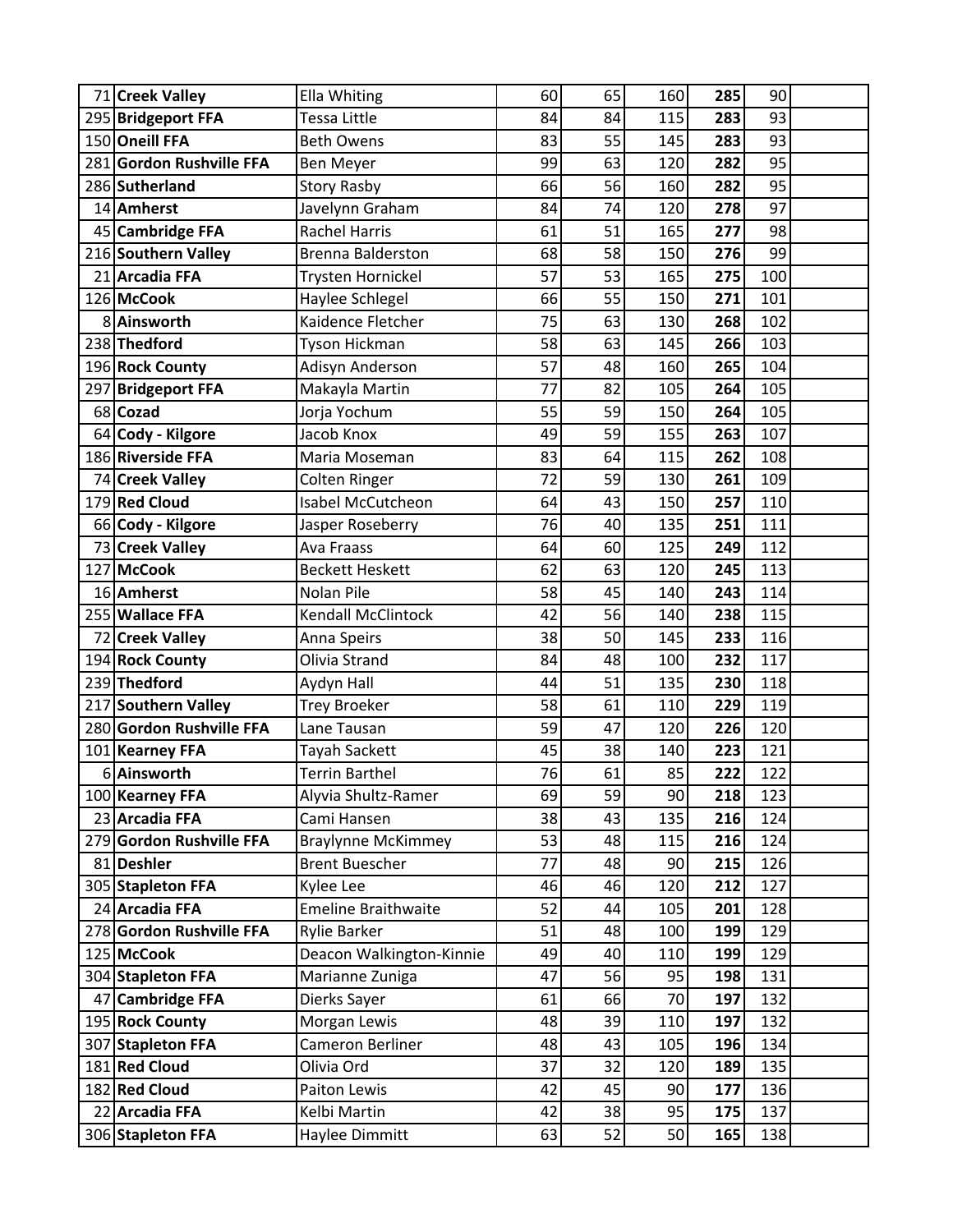| | | | | | | | |
|---|---|---|---|---|---|---|---|
| 71 | **Creek Valley** | Ella Whiting | 60 | 65 | 160 | **285** | 90 |
| 295 | **Bridgeport FFA** | Tessa Little | 84 | 84 | 115 | **283** | 93 |
| 150 | **Oneill FFA** | Beth Owens | 83 | 55 | 145 | **283** | 93 |
| 281 | **Gordon Rushville FFA** | Ben Meyer | 99 | 63 | 120 | **282** | 95 |
| 286 | **Sutherland** | Story Rasby | 66 | 56 | 160 | **282** | 95 |
| 14 | **Amherst** | Javelynn Graham | 84 | 74 | 120 | **278** | 97 |
| 45 | **Cambridge FFA** | Rachel Harris | 61 | 51 | 165 | **277** | 98 |
| 216 | **Southern Valley** | Brenna Balderston | 68 | 58 | 150 | **276** | 99 |
| 21 | **Arcadia FFA** | Trysten Hornickel | 57 | 53 | 165 | **275** | 100 |
| 126 | **McCook** | Haylee Schlegel | 66 | 55 | 150 | **271** | 101 |
| 8 | **Ainsworth** | Kaidence Fletcher | 75 | 63 | 130 | **268** | 102 |
| 238 | **Thedford** | Tyson Hickman | 58 | 63 | 145 | **266** | 103 |
| 196 | **Rock County** | Adisyn Anderson | 57 | 48 | 160 | **265** | 104 |
| 297 | **Bridgeport FFA** | Makayla Martin | 77 | 82 | 105 | **264** | 105 |
| 68 | **Cozad** | Jorja Yochum | 55 | 59 | 150 | **264** | 105 |
| 64 | **Cody - Kilgore** | Jacob Knox | 49 | 59 | 155 | **263** | 107 |
| 186 | **Riverside FFA** | Maria Moseman | 83 | 64 | 115 | **262** | 108 |
| 74 | **Creek Valley** | Colten Ringer | 72 | 59 | 130 | **261** | 109 |
| 179 | **Red Cloud** | Isabel McCutcheon | 64 | 43 | 150 | **257** | 110 |
| 66 | **Cody - Kilgore** | Jasper Roseberry | 76 | 40 | 135 | **251** | 111 |
| 73 | **Creek Valley** | Ava Fraass | 64 | 60 | 125 | **249** | 112 |
| 127 | **McCook** | Beckett Heskett | 62 | 63 | 120 | **245** | 113 |
| 16 | **Amherst** | Nolan Pile | 58 | 45 | 140 | **243** | 114 |
| 255 | **Wallace FFA** | Kendall McClintock | 42 | 56 | 140 | **238** | 115 |
| 72 | **Creek Valley** | Anna Speirs | 38 | 50 | 145 | **233** | 116 |
| 194 | **Rock County** | Olivia Strand | 84 | 48 | 100 | **232** | 117 |
| 239 | **Thedford** | Aydyn Hall | 44 | 51 | 135 | **230** | 118 |
| 217 | **Southern Valley** | Trey Broeker | 58 | 61 | 110 | **229** | 119 |
| 280 | **Gordon Rushville FFA** | Lane Tausan | 59 | 47 | 120 | **226** | 120 |
| 101 | **Kearney FFA** | Tayah Sackett | 45 | 38 | 140 | **223** | 121 |
| 6 | **Ainsworth** | Terrin Barthel | 76 | 61 | 85 | **222** | 122 |
| 100 | **Kearney FFA** | Alyvia Shultz-Ramer | 69 | 59 | 90 | **218** | 123 |
| 23 | **Arcadia FFA** | Cami Hansen | 38 | 43 | 135 | **216** | 124 |
| 279 | **Gordon Rushville FFA** | Braylynne McKimmey | 53 | 48 | 115 | **216** | 124 |
| 81 | **Deshler** | Brent Buescher | 77 | 48 | 90 | **215** | 126 |
| 305 | **Stapleton FFA** | Kylee Lee | 46 | 46 | 120 | **212** | 127 |
| 24 | **Arcadia FFA** | Emeline Braithwaite | 52 | 44 | 105 | **201** | 128 |
| 278 | **Gordon Rushville FFA** | Rylie Barker | 51 | 48 | 100 | **199** | 129 |
| 125 | **McCook** | Deacon Walkington-Kinnie | 49 | 40 | 110 | **199** | 129 |
| 304 | **Stapleton FFA** | Marianne Zuniga | 47 | 56 | 95 | **198** | 131 |
| 47 | **Cambridge FFA** | Dierks Sayer | 61 | 66 | 70 | **197** | 132 |
| 195 | **Rock County** | Morgan Lewis | 48 | 39 | 110 | **197** | 132 |
| 307 | **Stapleton FFA** | Cameron Berliner | 48 | 43 | 105 | **196** | 134 |
| 181 | **Red Cloud** | Olivia Ord | 37 | 32 | 120 | **189** | 135 |
| 182 | **Red Cloud** | Paiton Lewis | 42 | 45 | 90 | **177** | 136 |
| 22 | **Arcadia FFA** | Kelbi Martin | 42 | 38 | 95 | **175** | 137 |
| 306 | **Stapleton FFA** | Haylee Dimmitt | 63 | 52 | 50 | **165** | 138 |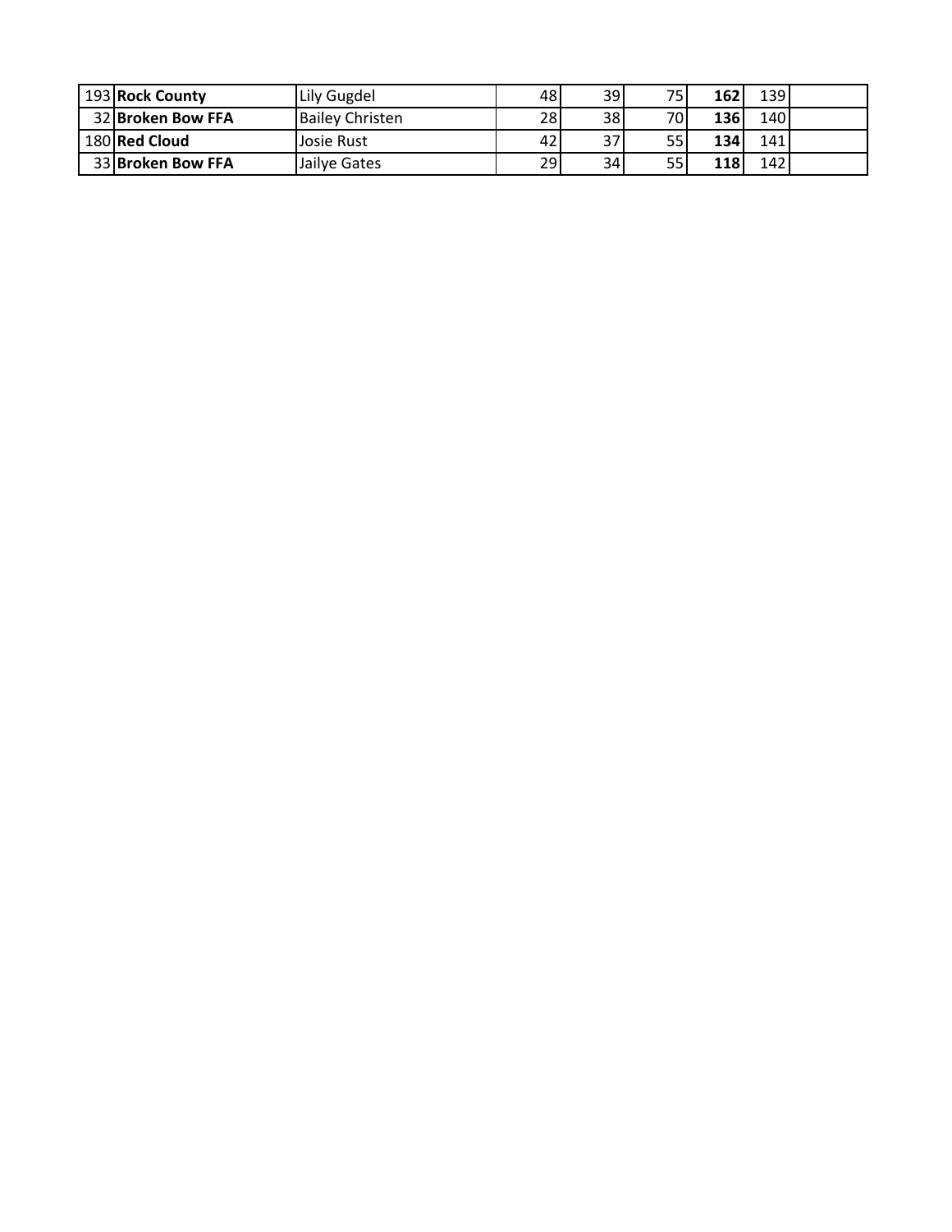| | | | | | | | | |
|---|---|---|---|---|---|---|---|---|
| 193 | **Rock County** | Lily Gugdel | 48 | 39 | 75 | **162** | 139 | |
| 32 | **Broken Bow FFA** | Bailey Christen | 28 | 38 | 70 | **136** | 140 | |
| 180 | **Red Cloud** | Josie Rust | 42 | 37 | 55 | **134** | 141 | |
| 33 | **Broken Bow FFA** | Jailye Gates | 29 | 34 | 55 | **118** | 142 | |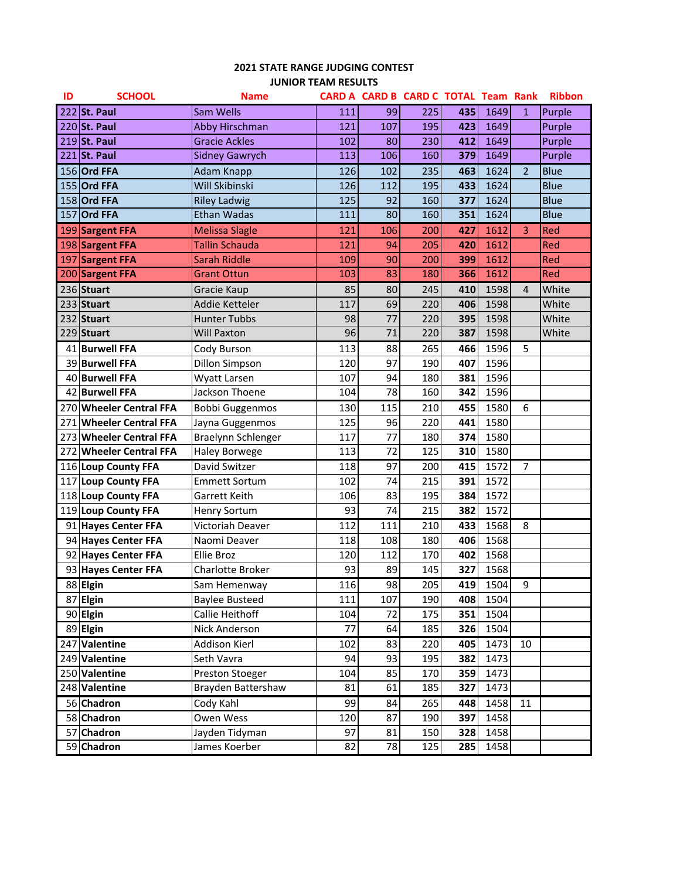**2021 STATE RANGE JUDGING CONTEST**

**JUNIOR TEAM RESULTS**

| ID | SCHOOL | Name | CARD A | CARD B | CARD C | TOTAL | Team | Rank | Ribbon |
|---|---|---|---|---|---|---|---|---|---|
| 222 | **St. Paul** | Sam Wells | 111 | 99 | 225 | **435** | 1649 | 1 | Purple |
| 220 | **St. Paul** | Abby Hirschman | 121 | 107 | 195 | **423** | 1649 | | Purple |
| 219 | **St. Paul** | Gracie Ackles | 102 | 80 | 230 | **412** | 1649 | | Purple |
| 221 | **St. Paul** | Sidney Gawrych | 113 | 106 | 160 | **379** | 1649 | | Purple |
| 156 | **Ord FFA** | Adam Knapp | 126 | 102 | 235 | **463** | 1624 | 2 | Blue |
| 155 | **Ord FFA** | Will Skibinski | 126 | 112 | 195 | **433** | 1624 | | Blue |
| 158 | **Ord FFA** | Riley Ladwig | 125 | 92 | 160 | **377** | 1624 | | Blue |
| 157 | **Ord FFA** | Ethan Wadas | 111 | 80 | 160 | **351** | 1624 | | Blue |
| 199 | **Sargent FFA** | Melissa Slagle | 121 | 106 | 200 | **427** | 1612 | 3 | Red |
| 198 | **Sargent FFA** | Tallin Schauda | 121 | 94 | 205 | **420** | 1612 | | Red |
| 197 | **Sargent FFA** | Sarah Riddle | 109 | 90 | 200 | **399** | 1612 | | Red |
| 200 | **Sargent FFA** | Grant Ottun | 103 | 83 | 180 | **366** | 1612 | | Red |
| 236 | **Stuart** | Gracie Kaup | 85 | 80 | 245 | **410** | 1598 | 4 | White |
| 233 | **Stuart** | Addie Ketteler | 117 | 69 | 220 | **406** | 1598 | | White |
| 232 | **Stuart** | Hunter Tubbs | 98 | 77 | 220 | **395** | 1598 | | White |
| 229 | **Stuart** | Will Paxton | 96 | 71 | 220 | **387** | 1598 | | White |
| 41 | **Burwell FFA** | Cody Burson | 113 | 88 | 265 | **466** | 1596 | 5 | |
| 39 | **Burwell FFA** | Dillon Simpson | 120 | 97 | 190 | **407** | 1596 | | |
| 40 | **Burwell FFA** | Wyatt Larsen | 107 | 94 | 180 | **381** | 1596 | | |
| 42 | **Burwell FFA** | Jackson Thoene | 104 | 78 | 160 | **342** | 1596 | | |
| 270 | **Wheeler Central FFA** | Bobbi Guggenmos | 130 | 115 | 210 | **455** | 1580 | 6 | |
| 271 | **Wheeler Central FFA** | Jayna Guggenmos | 125 | 96 | 220 | **441** | 1580 | | |
| 273 | **Wheeler Central FFA** | Braelynn Schlenger | 117 | 77 | 180 | **374** | 1580 | | |
| 272 | **Wheeler Central FFA** | Haley Borwege | 113 | 72 | 125 | **310** | 1580 | | |
| 116 | **Loup County FFA** | David Switzer | 118 | 97 | 200 | **415** | 1572 | 7 | |
| 117 | **Loup County FFA** | Emmett Sortum | 102 | 74 | 215 | **391** | 1572 | | |
| 118 | **Loup County FFA** | Garrett Keith | 106 | 83 | 195 | **384** | 1572 | | |
| 119 | **Loup County FFA** | Henry Sortum | 93 | 74 | 215 | **382** | 1572 | | |
| 91 | **Hayes Center FFA** | Victoriah Deaver | 112 | 111 | 210 | **433** | 1568 | 8 | |
| 94 | **Hayes Center FFA** | Naomi Deaver | 118 | 108 | 180 | **406** | 1568 | | |
| 92 | **Hayes Center FFA** | Ellie Broz | 120 | 112 | 170 | **402** | 1568 | | |
| 93 | **Hayes Center FFA** | Charlotte Broker | 93 | 89 | 145 | **327** | 1568 | | |
| 88 | **Elgin** | Sam Hemenway | 116 | 98 | 205 | **419** | 1504 | 9 | |
| 87 | **Elgin** | Baylee Busteed | 111 | 107 | 190 | **408** | 1504 | | |
| 90 | **Elgin** | Callie Heithoff | 104 | 72 | 175 | **351** | 1504 | | |
| 89 | **Elgin** | Nick Anderson | 77 | 64 | 185 | **326** | 1504 | | |
| 247 | **Valentine** | Addison Kierl | 102 | 83 | 220 | **405** | 1473 | 10 | |
| 249 | **Valentine** | Seth Vavra | 94 | 93 | 195 | **382** | 1473 | | |
| 250 | **Valentine** | Preston Stoeger | 104 | 85 | 170 | **359** | 1473 | | |
| 248 | **Valentine** | Brayden Battershaw | 81 | 61 | 185 | **327** | 1473 | | |
| 56 | **Chadron** | Cody Kahl | 99 | 84 | 265 | **448** | 1458 | 11 | |
| 58 | **Chadron** | Owen Wess | 120 | 87 | 190 | **397** | 1458 | | |
| 57 | **Chadron** | Jayden Tidyman | 97 | 81 | 150 | **328** | 1458 | | |
| 59 | **Chadron** | James Koerber | 82 | 78 | 125 | **285** | 1458 | | |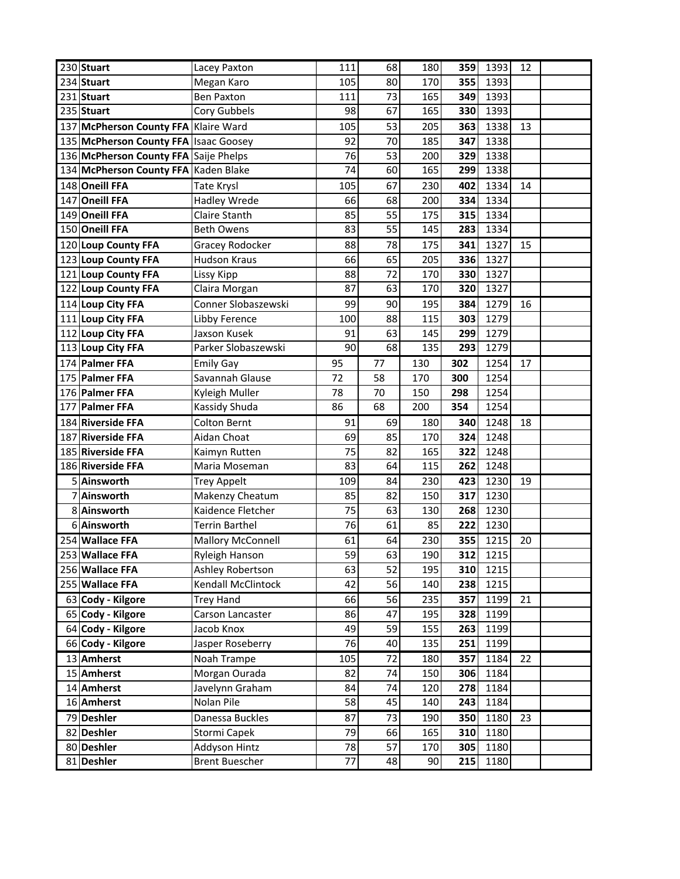| | | | | | | | | | |
|---|---|---|---|---|---|---|---|---|---|
| 230 | **Stuart** | Lacey Paxton | 111 | 68 | 180 | **359** | 1393 | 12 | |
| 234 | **Stuart** | Megan Karo | 105 | 80 | 170 | **355** | 1393 | | |
| 231 | **Stuart** | Ben Paxton | 111 | 73 | 165 | **349** | 1393 | | |
| 235 | **Stuart** | Cory Gubbels | 98 | 67 | 165 | **330** | 1393 | | |
| 137 | **McPherson County FFA** | Klaire Ward | 105 | 53 | 205 | **363** | 1338 | 13 | |
| 135 | **McPherson County FFA** | Isaac Goosey | 92 | 70 | 185 | **347** | 1338 | | |
| 136 | **McPherson County FFA** | Saije Phelps | 76 | 53 | 200 | **329** | 1338 | | |
| 134 | **McPherson County FFA** | Kaden Blake | 74 | 60 | 165 | **299** | 1338 | | |
| 148 | **Oneill FFA** | Tate Krysl | 105 | 67 | 230 | **402** | 1334 | 14 | |
| 147 | **Oneill FFA** | Hadley Wrede | 66 | 68 | 200 | **334** | 1334 | | |
| 149 | **Oneill FFA** | Claire Stanth | 85 | 55 | 175 | **315** | 1334 | | |
| 150 | **Oneill FFA** | Beth Owens | 83 | 55 | 145 | **283** | 1334 | | |
| 120 | **Loup County FFA** | Gracey Rodocker | 88 | 78 | 175 | **341** | 1327 | 15 | |
| 123 | **Loup County FFA** | Hudson Kraus | 66 | 65 | 205 | **336** | 1327 | | |
| 121 | **Loup County FFA** | Lissy Kipp | 88 | 72 | 170 | **330** | 1327 | | |
| 122 | **Loup County FFA** | Claira Morgan | 87 | 63 | 170 | **320** | 1327 | | |
| 114 | **Loup City FFA** | Conner Slobaszewski | 99 | 90 | 195 | **384** | 1279 | 16 | |
| 111 | **Loup City FFA** | Libby Ference | 100 | 88 | 115 | **303** | 1279 | | |
| 112 | **Loup City FFA** | Jaxson Kusek | 91 | 63 | 145 | **299** | 1279 | | |
| 113 | **Loup City FFA** | Parker Slobaszewski | 90 | 68 | 135 | **293** | 1279 | | |
| 174 | **Palmer FFA** | Emily Gay | 95 | 77 | 130 | **302** | 1254 | 17 | |
| 175 | **Palmer FFA** | Savannah Glause | 72 | 58 | 170 | **300** | 1254 | | |
| 176 | **Palmer FFA** | Kyleigh Muller | 78 | 70 | 150 | **298** | 1254 | | |
| 177 | **Palmer FFA** | Kassidy Shuda | 86 | 68 | 200 | **354** | 1254 | | |
| 184 | **Riverside FFA** | Colton Bernt | 91 | 69 | 180 | **340** | 1248 | 18 | |
| 187 | **Riverside FFA** | Aidan Choat | 69 | 85 | 170 | **324** | 1248 | | |
| 185 | **Riverside FFA** | Kaimyn Rutten | 75 | 82 | 165 | **322** | 1248 | | |
| 186 | **Riverside FFA** | Maria Moseman | 83 | 64 | 115 | **262** | 1248 | | |
| 5 | **Ainsworth** | Trey Appelt | 109 | 84 | 230 | **423** | 1230 | 19 | |
| 7 | **Ainsworth** | Makenzy Cheatum | 85 | 82 | 150 | **317** | 1230 | | |
| 8 | **Ainsworth** | Kaidence Fletcher | 75 | 63 | 130 | **268** | 1230 | | |
| 6 | **Ainsworth** | Terrin Barthel | 76 | 61 | 85 | **222** | 1230 | | |
| 254 | **Wallace FFA** | Mallory McConnell | 61 | 64 | 230 | **355** | 1215 | 20 | |
| 253 | **Wallace FFA** | Ryleigh Hanson | 59 | 63 | 190 | **312** | 1215 | | |
| 256 | **Wallace FFA** | Ashley Robertson | 63 | 52 | 195 | **310** | 1215 | | |
| 255 | **Wallace FFA** | Kendall McClintock | 42 | 56 | 140 | **238** | 1215 | | |
| 63 | **Cody - Kilgore** | Trey Hand | 66 | 56 | 235 | **357** | 1199 | 21 | |
| 65 | **Cody - Kilgore** | Carson Lancaster | 86 | 47 | 195 | **328** | 1199 | | |
| 64 | **Cody - Kilgore** | Jacob Knox | 49 | 59 | 155 | **263** | 1199 | | |
| 66 | **Cody - Kilgore** | Jasper Roseberry | 76 | 40 | 135 | **251** | 1199 | | |
| 13 | **Amherst** | Noah Trampe | 105 | 72 | 180 | **357** | 1184 | 22 | |
| 15 | **Amherst** | Morgan Ourada | 82 | 74 | 150 | **306** | 1184 | | |
| 14 | **Amherst** | Javelynn Graham | 84 | 74 | 120 | **278** | 1184 | | |
| 16 | **Amherst** | Nolan Pile | 58 | 45 | 140 | **243** | 1184 | | |
| 79 | **Deshler** | Danessa Buckles | 87 | 73 | 190 | **350** | 1180 | 23 | |
| 82 | **Deshler** | Stormi Capek | 79 | 66 | 165 | **310** | 1180 | | |
| 80 | **Deshler** | Addyson Hintz | 78 | 57 | 170 | **305** | 1180 | | |
| 81 | **Deshler** | Brent Buescher | 77 | 48 | 90 | **215** | 1180 | | |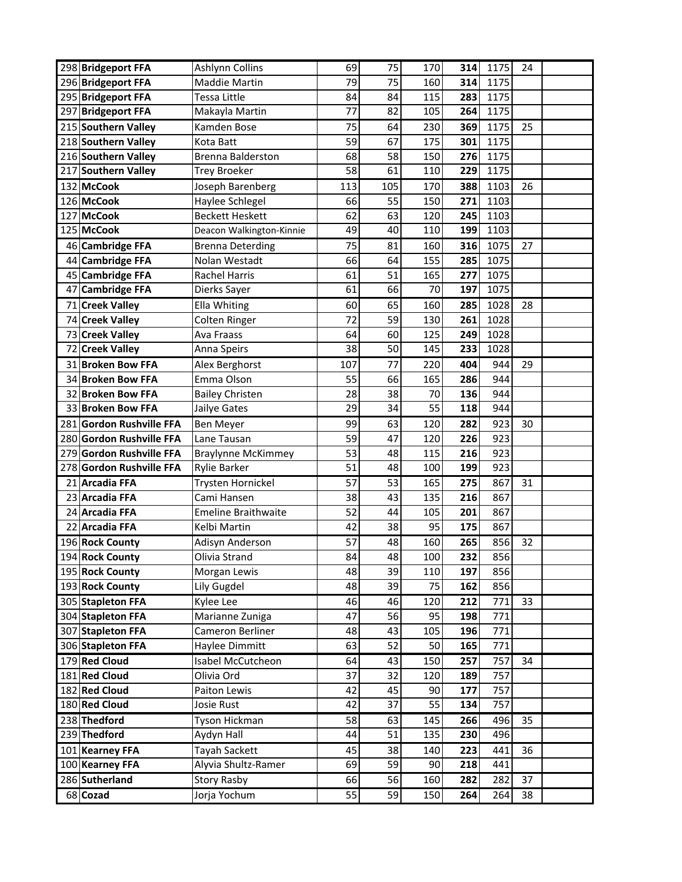| | | | | | | | | | |
|---|---|---|---|---|---|---|---|---|---|
| 298 | **Bridgeport FFA** | Ashlynn Collins | 69 | 75 | 170 | **314** | 1175 | 24 | |
| 296 | **Bridgeport FFA** | Maddie Martin | 79 | 75 | 160 | **314** | 1175 | | |
| 295 | **Bridgeport FFA** | Tessa Little | 84 | 84 | 115 | **283** | 1175 | | |
| 297 | **Bridgeport FFA** | Makayla Martin | 77 | 82 | 105 | **264** | 1175 | | |
| 215 | **Southern Valley** | Kamden Bose | 75 | 64 | 230 | **369** | 1175 | 25 | |
| 218 | **Southern Valley** | Kota Batt | 59 | 67 | 175 | **301** | 1175 | | |
| 216 | **Southern Valley** | Brenna Balderston | 68 | 58 | 150 | **276** | 1175 | | |
| 217 | **Southern Valley** | Trey Broeker | 58 | 61 | 110 | **229** | 1175 | | |
| 132 | **McCook** | Joseph Barenberg | 113 | 105 | 170 | **388** | 1103 | 26 | |
| 126 | **McCook** | Haylee Schlegel | 66 | 55 | 150 | **271** | 1103 | | |
| 127 | **McCook** | Beckett Heskett | 62 | 63 | 120 | **245** | 1103 | | |
| 125 | **McCook** | Deacon Walkington-Kinnie | 49 | 40 | 110 | **199** | 1103 | | |
| 46 | **Cambridge FFA** | Brenna Deterding | 75 | 81 | 160 | **316** | 1075 | 27 | |
| 44 | **Cambridge FFA** | Nolan Westadt | 66 | 64 | 155 | **285** | 1075 | | |
| 45 | **Cambridge FFA** | Rachel Harris | 61 | 51 | 165 | **277** | 1075 | | |
| 47 | **Cambridge FFA** | Dierks Sayer | 61 | 66 | 70 | **197** | 1075 | | |
| 71 | **Creek Valley** | Ella Whiting | 60 | 65 | 160 | **285** | 1028 | 28 | |
| 74 | **Creek Valley** | Colten Ringer | 72 | 59 | 130 | **261** | 1028 | | |
| 73 | **Creek Valley** | Ava Fraass | 64 | 60 | 125 | **249** | 1028 | | |
| 72 | **Creek Valley** | Anna Speirs | 38 | 50 | 145 | **233** | 1028 | | |
| 31 | **Broken Bow FFA** | Alex Berghorst | 107 | 77 | 220 | **404** | 944 | 29 | |
| 34 | **Broken Bow FFA** | Emma Olson | 55 | 66 | 165 | **286** | 944 | | |
| 32 | **Broken Bow FFA** | Bailey Christen | 28 | 38 | 70 | **136** | 944 | | |
| 33 | **Broken Bow FFA** | Jailye Gates | 29 | 34 | 55 | **118** | 944 | | |
| 281 | **Gordon Rushville FFA** | Ben Meyer | 99 | 63 | 120 | **282** | 923 | 30 | |
| 280 | **Gordon Rushville FFA** | Lane Tausan | 59 | 47 | 120 | **226** | 923 | | |
| 279 | **Gordon Rushville FFA** | Braylynne McKimmey | 53 | 48 | 115 | **216** | 923 | | |
| 278 | **Gordon Rushville FFA** | Rylie Barker | 51 | 48 | 100 | **199** | 923 | | |
| 21 | **Arcadia FFA** | Trysten Hornickel | 57 | 53 | 165 | **275** | 867 | 31 | |
| 23 | **Arcadia FFA** | Cami Hansen | 38 | 43 | 135 | **216** | 867 | | |
| 24 | **Arcadia FFA** | Emeline Braithwaite | 52 | 44 | 105 | **201** | 867 | | |
| 22 | **Arcadia FFA** | Kelbi Martin | 42 | 38 | 95 | **175** | 867 | | |
| 196 | **Rock County** | Adisyn Anderson | 57 | 48 | 160 | **265** | 856 | 32 | |
| 194 | **Rock County** | Olivia Strand | 84 | 48 | 100 | **232** | 856 | | |
| 195 | **Rock County** | Morgan Lewis | 48 | 39 | 110 | **197** | 856 | | |
| 193 | **Rock County** | Lily Gugdel | 48 | 39 | 75 | **162** | 856 | | |
| 305 | **Stapleton FFA** | Kylee Lee | 46 | 46 | 120 | **212** | 771 | 33 | |
| 304 | **Stapleton FFA** | Marianne Zuniga | 47 | 56 | 95 | **198** | 771 | | |
| 307 | **Stapleton FFA** | Cameron Berliner | 48 | 43 | 105 | **196** | 771 | | |
| 306 | **Stapleton FFA** | Haylee Dimmitt | 63 | 52 | 50 | **165** | 771 | | |
| 179 | **Red Cloud** | Isabel McCutcheon | 64 | 43 | 150 | **257** | 757 | 34 | |
| 181 | **Red Cloud** | Olivia Ord | 37 | 32 | 120 | **189** | 757 | | |
| 182 | **Red Cloud** | Paiton Lewis | 42 | 45 | 90 | **177** | 757 | | |
| 180 | **Red Cloud** | Josie Rust | 42 | 37 | 55 | **134** | 757 | | |
| 238 | **Thedford** | Tyson Hickman | 58 | 63 | 145 | **266** | 496 | 35 | |
| 239 | **Thedford** | Aydyn Hall | 44 | 51 | 135 | **230** | 496 | | |
| 101 | **Kearney FFA** | Tayah Sackett | 45 | 38 | 140 | **223** | 441 | 36 | |
| 100 | **Kearney FFA** | Alyvia Shultz-Ramer | 69 | 59 | 90 | **218** | 441 | | |
| 286 | **Sutherland** | Story Rasby | 66 | 56 | 160 | **282** | 282 | 37 | |
| 68 | **Cozad** | Jorja Yochum | 55 | 59 | 150 | **264** | 264 | 38 | |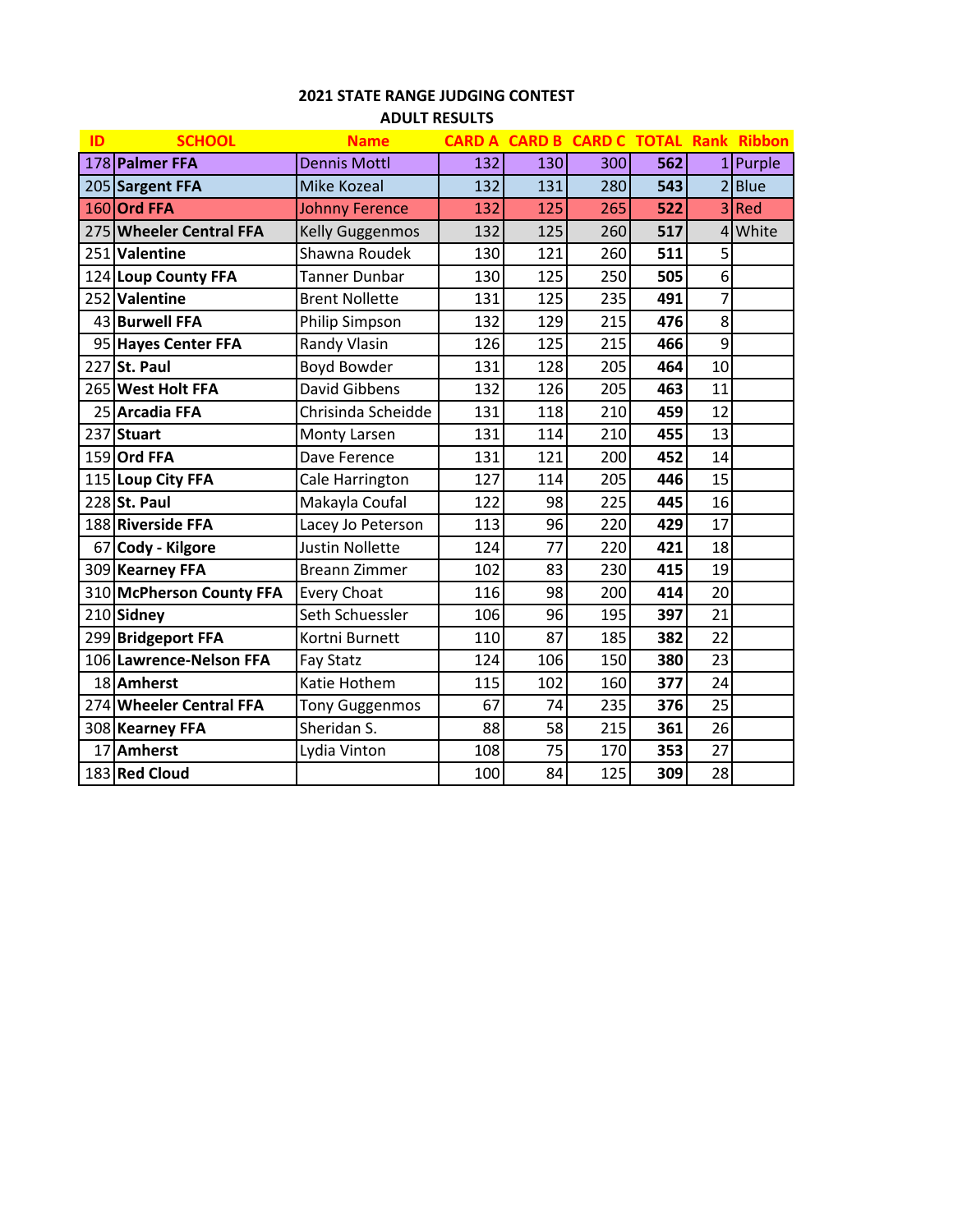## 2021 STATE RANGE JUDGING CONTEST

### ADULT RESULTS

| ID | SCHOOL | Name | CARD A | CARD B | CARD C | TOTAL | Rank | Ribbon |
|---|---|---|---|---|---|---|---|---|
| 178 | **Palmer FFA** | Dennis Mottl | 132 | 130 | 300 | **562** | 1 | Purple |
| 205 | **Sargent FFA** | Mike Kozeal | 132 | 131 | 280 | **543** | 2 | Blue |
| 160 | **Ord FFA** | Johnny Ference | 132 | 125 | 265 | **522** | 3 | Red |
| 275 | **Wheeler Central FFA** | Kelly Guggenmos | 132 | 125 | 260 | **517** | 4 | White |
| 251 | **Valentine** | Shawna Roudek | 130 | 121 | 260 | **511** | 5 | |
| 124 | **Loup County FFA** | Tanner Dunbar | 130 | 125 | 250 | **505** | 6 | |
| 252 | **Valentine** | Brent Nollette | 131 | 125 | 235 | **491** | 7 | |
| 43 | **Burwell FFA** | Philip Simpson | 132 | 129 | 215 | **476** | 8 | |
| 95 | **Hayes Center FFA** | Randy Vlasin | 126 | 125 | 215 | **466** | 9 | |
| 227 | **St. Paul** | Boyd Bowder | 131 | 128 | 205 | **464** | 10 | |
| 265 | **West Holt FFA** | David Gibbens | 132 | 126 | 205 | **463** | 11 | |
| 25 | **Arcadia FFA** | Chrisinda Scheidde | 131 | 118 | 210 | **459** | 12 | |
| 237 | **Stuart** | Monty Larsen | 131 | 114 | 210 | **455** | 13 | |
| 159 | **Ord FFA** | Dave Ference | 131 | 121 | 200 | **452** | 14 | |
| 115 | **Loup City FFA** | Cale Harrington | 127 | 114 | 205 | **446** | 15 | |
| 228 | **St. Paul** | Makayla Coufal | 122 | 98 | 225 | **445** | 16 | |
| 188 | **Riverside FFA** | Lacey Jo Peterson | 113 | 96 | 220 | **429** | 17 | |
| 67 | **Cody - Kilgore** | Justin Nollette | 124 | 77 | 220 | **421** | 18 | |
| 309 | **Kearney FFA** | Breann Zimmer | 102 | 83 | 230 | **415** | 19 | |
| 310 | **McPherson County FFA** | Every Choat | 116 | 98 | 200 | **414** | 20 | |
| 210 | **Sidney** | Seth Schuessler | 106 | 96 | 195 | **397** | 21 | |
| 299 | **Bridgeport FFA** | Kortni Burnett | 110 | 87 | 185 | **382** | 22 | |
| 106 | **Lawrence-Nelson FFA** | Fay Statz | 124 | 106 | 150 | **380** | 23 | |
| 18 | **Amherst** | Katie Hothem | 115 | 102 | 160 | **377** | 24 | |
| 274 | **Wheeler Central FFA** | Tony Guggenmos | 67 | 74 | 235 | **376** | 25 | |
| 308 | **Kearney FFA** | Sheridan S. | 88 | 58 | 215 | **361** | 26 | |
| 17 | **Amherst** | Lydia Vinton | 108 | 75 | 170 | **353** | 27 | |
| 183 | **Red Cloud** | | 100 | 84 | 125 | **309** | 28 | |